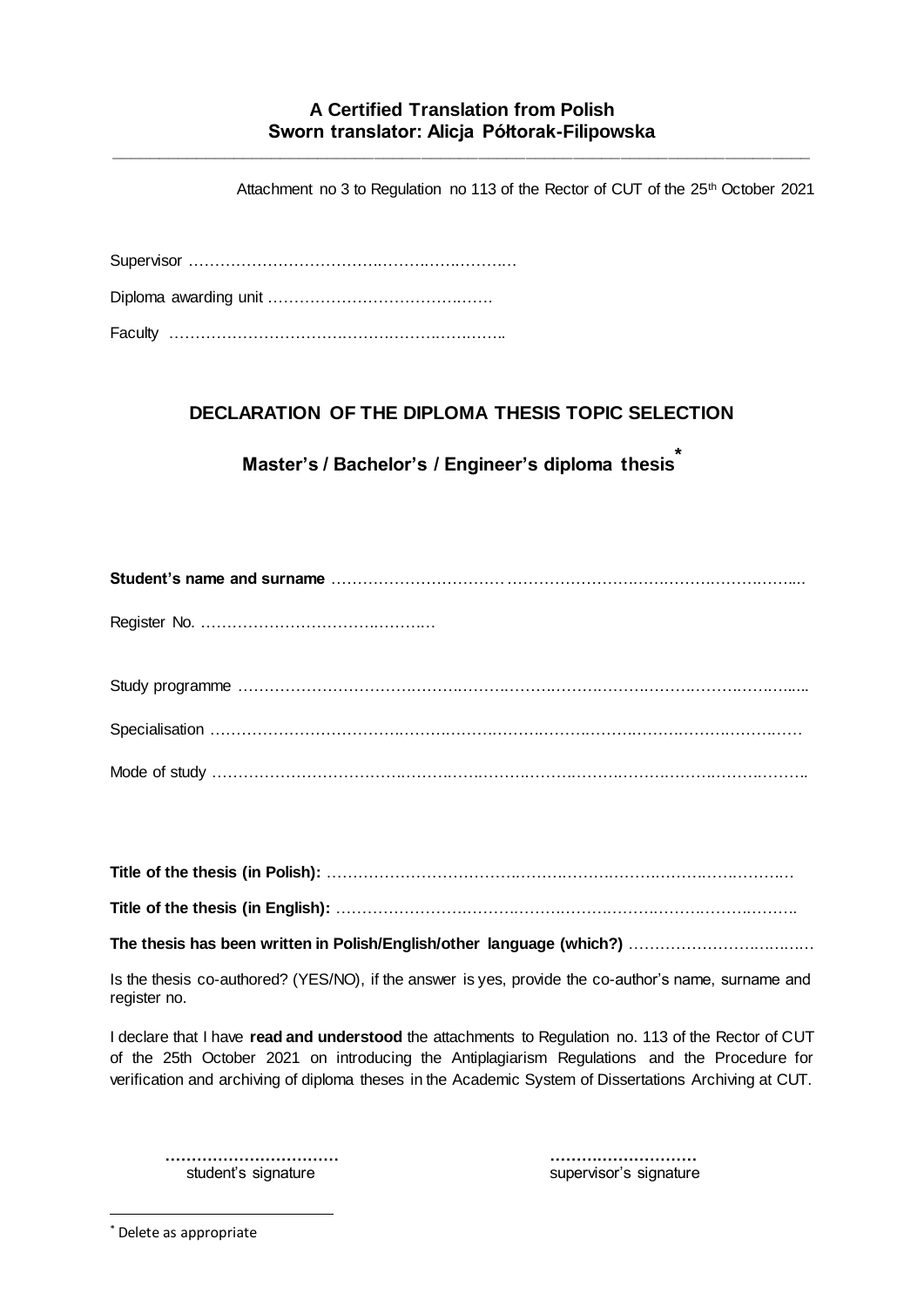**A Certified Translation from Polish**
**Sworn translator: Alicja Półtorak-Filipowska**

---

Attachment no 3 to Regulation no 113 of the Rector of CUT of the 25th October 2021

Supervisor …………………………………………………………

Diploma awarding unit ……………………………………

Faculty ………………………………………………………..

## DECLARATION OF THE DIPLOMA THESIS TOPIC SELECTION

## Master's / Bachelor's / Engineer's diploma thesis*

**Student's name and surname** ……………………………………………………………………………….

Register No. ………………………………………

Study programme ………………………………………………………………………………………………

Specialisation ………………………………………………………………………………………………

Mode of study ………………………………………………………………………………………………

**Title of the thesis (in Polish):** ……………………………………………………………………………

**Title of the thesis (in English):** ……………………………………………………………………………

**The thesis has been written in Polish/English/other language (which?)** ………………………………

Is the thesis co-authored? (YES/NO), if the answer is yes, provide the co-author's name, surname and register no.

I declare that I have **read and understood** the attachments to Regulation no. 113 of the Rector of CUT of the 25th October 2021 on introducing the Antiplagiarism Regulations and the Procedure for verification and archiving of diploma theses in the Academic System of Dissertations Archiving at CUT.

| …………………………… | ……………………… |
|---|---|
| student's signature | supervisor's signature |

---

* Delete as appropriate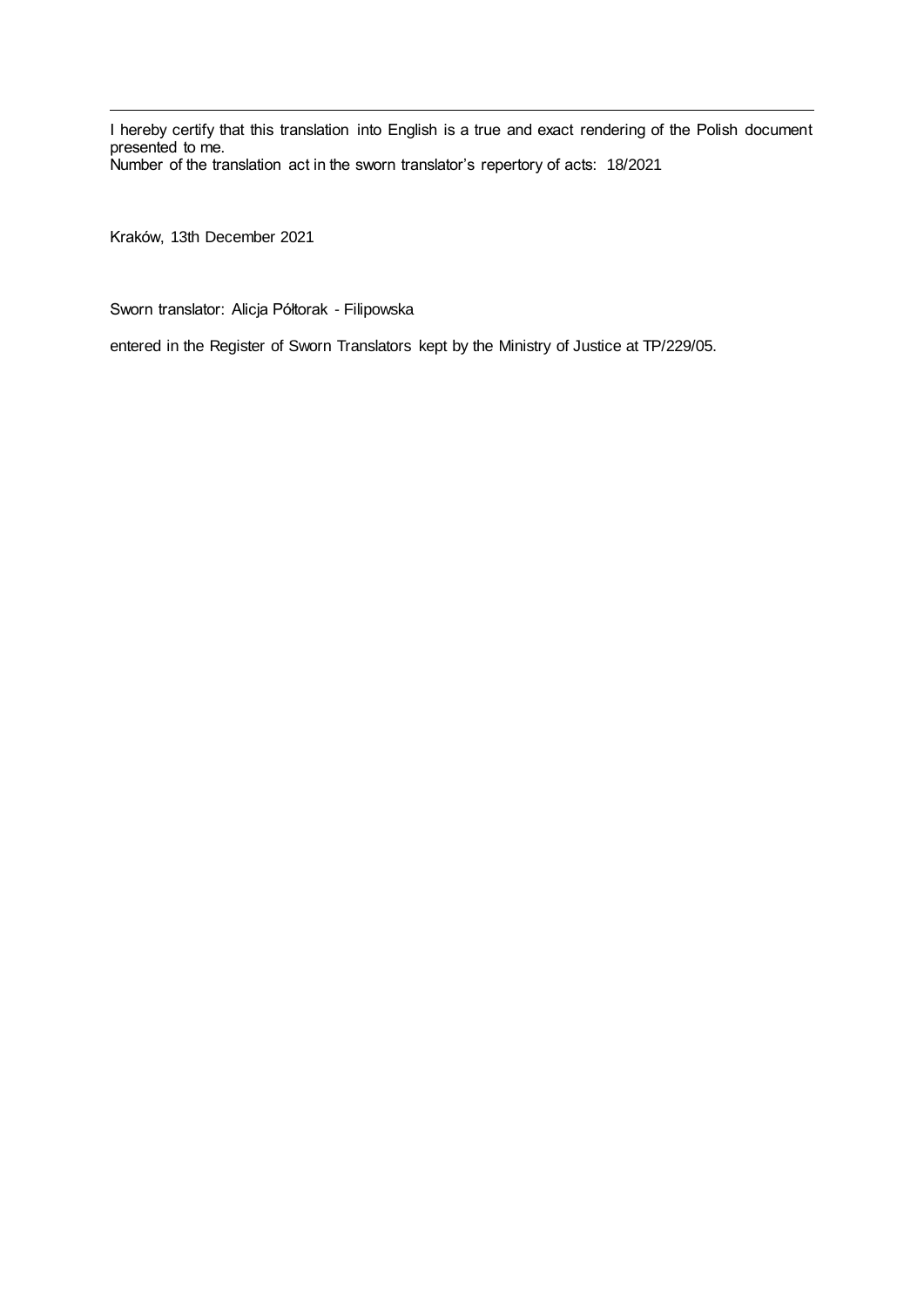---

I hereby certify that this translation into English is a true and exact rendering of the Polish document presented to me.
Number of the translation act in the sworn translator's repertory of acts: 18/2021

Kraków, 13th December 2021

Sworn translator: Alicja Półtorak - Filipowska

entered in the Register of Sworn Translators kept by the Ministry of Justice at TP/229/05.